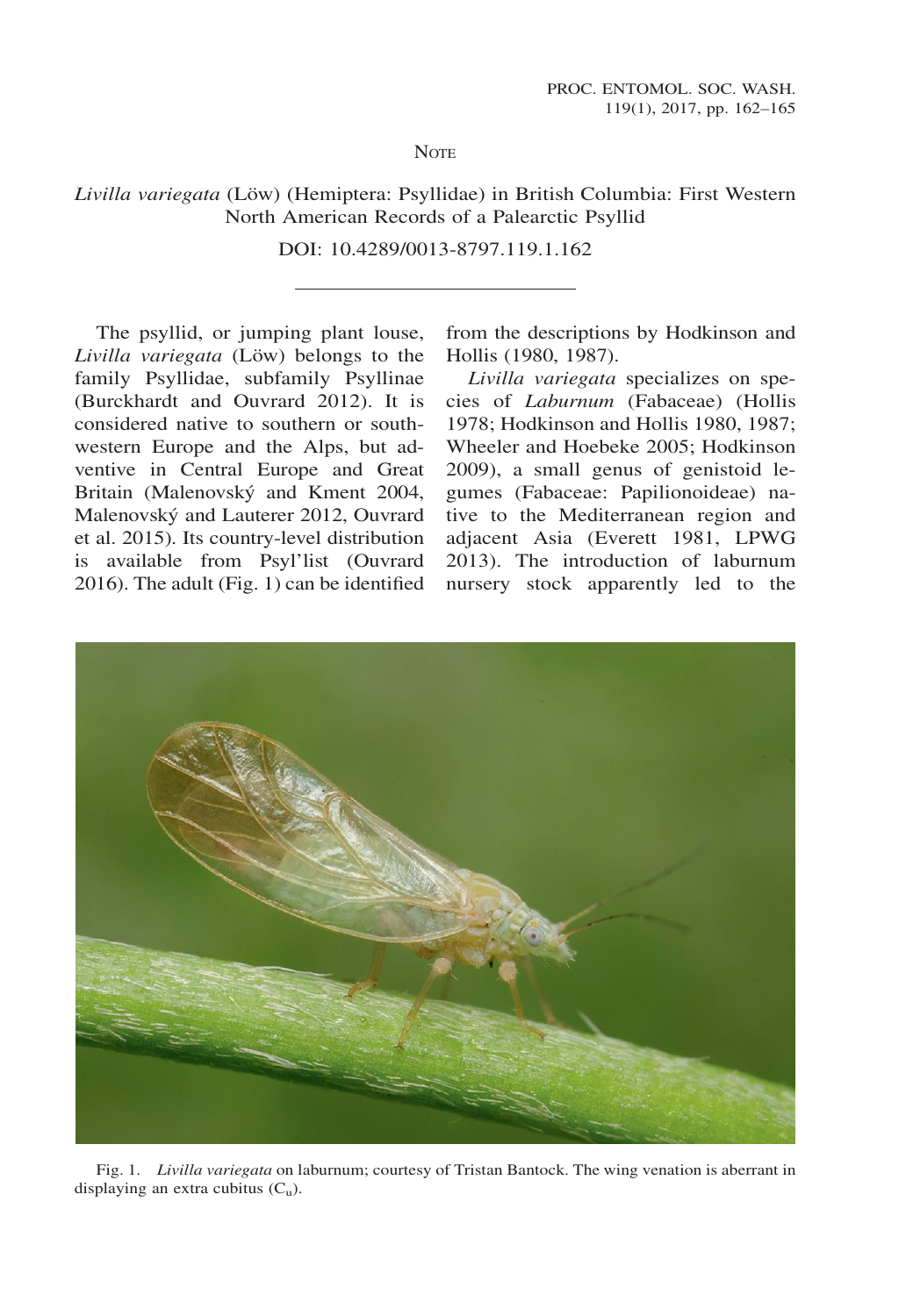Note

# *Livilla variegata* (Löw) (Hemiptera: Psyllidae) in British Columbia: First Western North American Records of a Palearctic Psyllid

DOI: 10.4289/0013-8797.119.1.162

---

The psyllid, or jumping plant louse, *Livilla variegata* (Löw) belongs to the family Psyllidae, subfamily Psyllinae (Burckhardt and Ouvrard 2012). It is considered native to southern or southwestern Europe and the Alps, but adventive in Central Europe and Great Britain (Malenovský and Kment 2004, Malenovský and Lauterer 2012, Ouvrard et al. 2015). Its country-level distribution is available from Psyl'list (Ouvrard 2016). The adult (Fig. 1) can be identified from the descriptions by Hodkinson and Hollis (1980, 1987).

*Livilla variegata* specializes on species of *Laburnum* (Fabaceae) (Hollis 1978; Hodkinson and Hollis 1980, 1987; Wheeler and Hoebeke 2005; Hodkinson 2009), a small genus of genistoid legumes (Fabaceae: Papilionoideae) native to the Mediterranean region and adjacent Asia (Everett 1981, LPWG 2013). The introduction of laburnum nursery stock apparently led to the

Fig. 1. *Livilla variegata* on laburnum; courtesy of Tristan Bantock. The wing venation is aberrant in displaying an extra cubitus ($C_u$).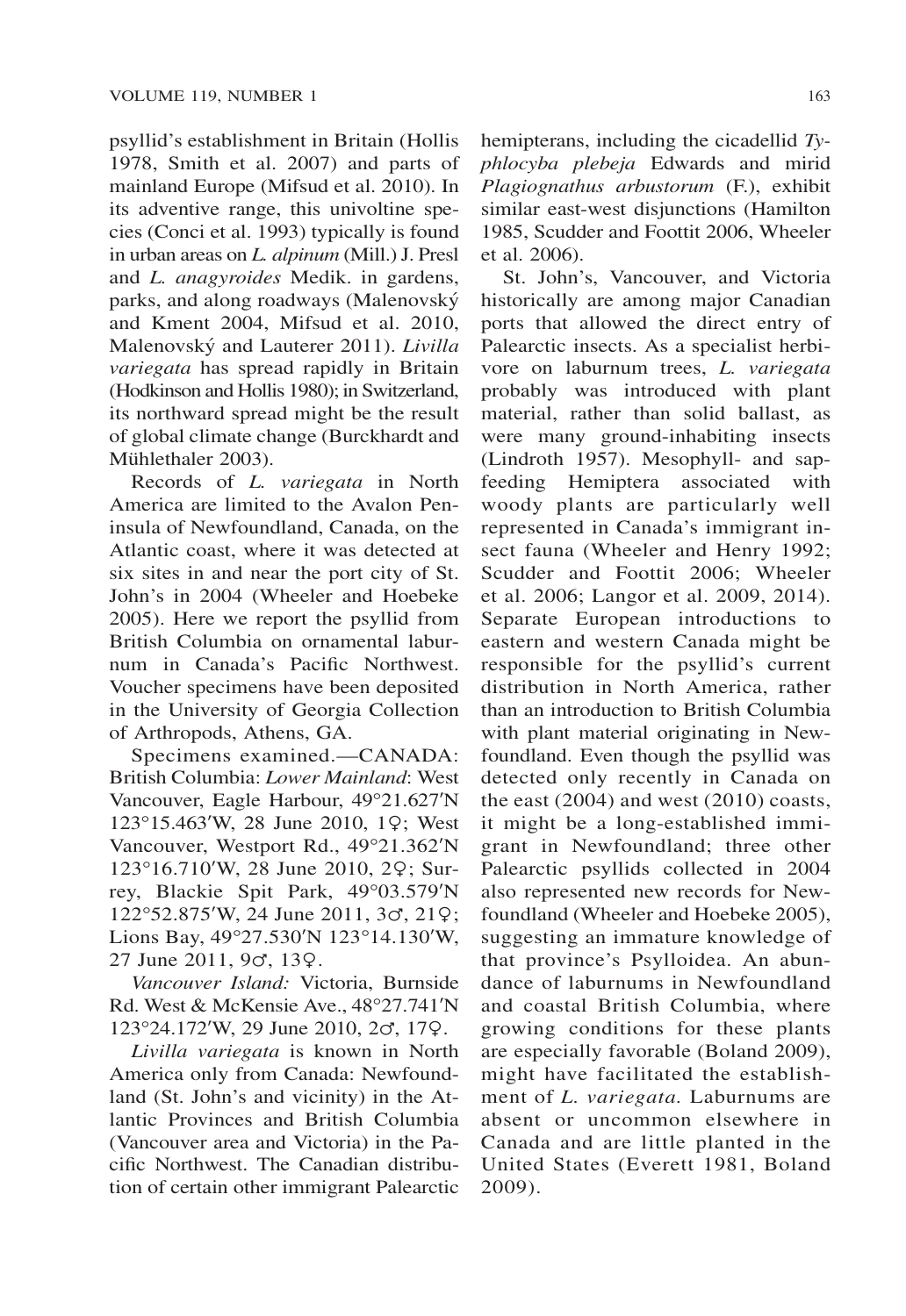psyllid's establishment in Britain (Hollis 1978, Smith et al. 2007) and parts of mainland Europe (Mifsud et al. 2010). In its adventive range, this univoltine species (Conci et al. 1993) typically is found in urban areas on *L. alpinum* (Mill.) J. Presl and *L. anagyroides* Medik. in gardens, parks, and along roadways (Malenovský and Kment 2004, Mifsud et al. 2010, Malenovský and Lauterer 2011). *Livilla variegata* has spread rapidly in Britain (Hodkinson and Hollis 1980); in Switzerland, its northward spread might be the result of global climate change (Burckhardt and Mühlethaler 2003).

Records of *L. variegata* in North America are limited to the Avalon Peninsula of Newfoundland, Canada, on the Atlantic coast, where it was detected at six sites in and near the port city of St. John's in 2004 (Wheeler and Hoebeke 2005). Here we report the psyllid from British Columbia on ornamental laburnum in Canada's Pacific Northwest. Voucher specimens have been deposited in the University of Georgia Collection of Arthropods, Athens, GA.

Specimens examined.—CANADA: British Columbia: *Lower Mainland*: West Vancouver, Eagle Harbour, 49°21.627′N 123°15.463′W, 28 June 2010, 1♀; West Vancouver, Westport Rd., 49°21.362′N 123°16.710′W, 28 June 2010, 2♀; Surrey, Blackie Spit Park, 49°03.579′N 122°52.875′W, 24 June 2011, 3♂, 21♀; Lions Bay, 49°27.530′N 123°14.130′W, 27 June 2011, 9♂, 13♀.

*Vancouver Island:* Victoria, Burnside Rd. West & McKensie Ave., 48°27.741′N 123°24.172′W, 29 June 2010, 2♂, 17♀.

*Livilla variegata* is known in North America only from Canada: Newfoundland (St. John's and vicinity) in the Atlantic Provinces and British Columbia (Vancouver area and Victoria) in the Pacific Northwest. The Canadian distribution of certain other immigrant Palearctic hemipterans, including the cicadellid *Typhlocyba plebeja* Edwards and mirid *Plagiognathus arbustorum* (F.), exhibit similar east-west disjunctions (Hamilton 1985, Scudder and Foottit 2006, Wheeler et al. 2006).

St. John's, Vancouver, and Victoria historically are among major Canadian ports that allowed the direct entry of Palearctic insects. As a specialist herbivore on laburnum trees, *L. variegata* probably was introduced with plant material, rather than solid ballast, as were many ground-inhabiting insects (Lindroth 1957). Mesophyll- and sap-feeding Hemiptera associated with woody plants are particularly well represented in Canada's immigrant insect fauna (Wheeler and Henry 1992; Scudder and Foottit 2006; Wheeler et al. 2006; Langor et al. 2009, 2014). Separate European introductions to eastern and western Canada might be responsible for the psyllid's current distribution in North America, rather than an introduction to British Columbia with plant material originating in Newfoundland. Even though the psyllid was detected only recently in Canada on the east (2004) and west (2010) coasts, it might be a long-established immigrant in Newfoundland; three other Palearctic psyllids collected in 2004 also represented new records for Newfoundland (Wheeler and Hoebeke 2005), suggesting an immature knowledge of that province's Psylloidea. An abundance of laburnums in Newfoundland and coastal British Columbia, where growing conditions for these plants are especially favorable (Boland 2009), might have facilitated the establishment of *L. variegata*. Laburnums are absent or uncommon elsewhere in Canada and are little planted in the United States (Everett 1981, Boland 2009).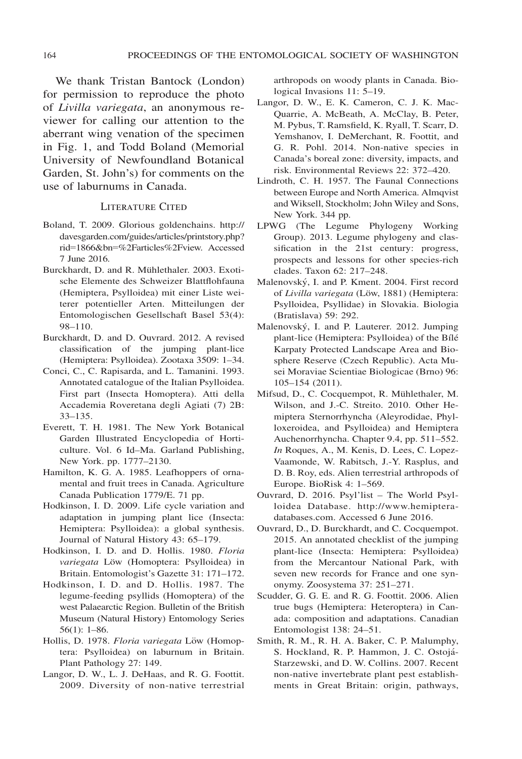We thank Tristan Bantock (London) for permission to reproduce the photo of *Livilla variegata*, an anonymous reviewer for calling our attention to the aberrant wing venation of the specimen in Fig. 1, and Todd Boland (Memorial University of Newfoundland Botanical Garden, St. John's) for comments on the use of laburnums in Canada.

## Literature Cited

Boland, T. 2009. Glorious goldenchains. http://davesgarden.com/guides/articles/printstory.php?rid=1866&bn=%2Farticles%2Fview. Accessed 7 June 2016.

Burckhardt, D. and R. Mühlethaler. 2003. Exotische Elemente des Schweizer Blattflohfauna (Hemiptera, Psylloidea) mit einer Liste weiterer potentieller Arten. Mitteilungen der Entomologischen Gesellschaft Basel 53(4): 98–110.

Burckhardt, D. and D. Ouvrard. 2012. A revised classification of the jumping plant-lice (Hemiptera: Psylloidea). Zootaxa 3509: 1–34.

Conci, C., C. Rapisarda, and L. Tamanini. 1993. Annotated catalogue of the Italian Psylloidea. First part (Insecta Homoptera). Atti della Accademia Roveretana degli Agiati (7) 2B: 33–135.

Everett, T. H. 1981. The New York Botanical Garden Illustrated Encyclopedia of Horticulture. Vol. 6 Id–Ma. Garland Publishing, New York. pp. 1777–2130.

Hamilton, K. G. A. 1985. Leafhoppers of ornamental and fruit trees in Canada. Agriculture Canada Publication 1779/E. 71 pp.

Hodkinson, I. D. 2009. Life cycle variation and adaptation in jumping plant lice (Insecta: Hemiptera: Psylloidea): a global synthesis. Journal of Natural History 43: 65–179.

Hodkinson, I. D. and D. Hollis. 1980. *Floria variegata* Löw (Homoptera: Psylloidea) in Britain. Entomologist's Gazette 31: 171–172.

Hodkinson, I. D. and D. Hollis. 1987. The legume-feeding psyllids (Homoptera) of the west Palaearctic Region. Bulletin of the British Museum (Natural History) Entomology Series 56(1): 1–86.

Hollis, D. 1978. *Floria variegata* Löw (Homoptera: Psylloidea) on laburnum in Britain. Plant Pathology 27: 149.

Langor, D. W., L. J. DeHaas, and R. G. Foottit. 2009. Diversity of non-native terrestrial arthropods on woody plants in Canada. Biological Invasions 11: 5–19.

Langor, D. W., E. K. Cameron, C. J. K. MacQuarrie, A. McBeath, A. McClay, B. Peter, M. Pybus, T. Ramsfield, K. Ryall, T. Scarr, D. Yemshanov, I. DeMerchant, R. Foottit, and G. R. Pohl. 2014. Non-native species in Canada's boreal zone: diversity, impacts, and risk. Environmental Reviews 22: 372–420.

Lindroth, C. H. 1957. The Faunal Connections between Europe and North America. Almqvist and Wiksell, Stockholm; John Wiley and Sons, New York. 344 pp.

LPWG (The Legume Phylogeny Working Group). 2013. Legume phylogeny and classification in the 21st century: progress, prospects and lessons for other species-rich clades. Taxon 62: 217–248.

Malenovský, I. and P. Kment. 2004. First record of *Livilla variegata* (Löw, 1881) (Hemiptera: Psylloidea, Psyllidae) in Slovakia. Biologia (Bratislava) 59: 292.

Malenovský, I. and P. Lauterer. 2012. Jumping plant-lice (Hemiptera: Psylloidea) of the Bílé Karpaty Protected Landscape Area and Biosphere Reserve (Czech Republic). Acta Musei Moraviae Scientiae Biologicae (Brno) 96: 105–154 (2011).

Mifsud, D., C. Cocquempot, R. Mühlethaler, M. Wilson, and J.-C. Streito. 2010. Other Hemiptera Sternorrhyncha (Aleyrodidae, Phylloxeroidea, and Psylloidea) and Hemiptera Auchenorrhyncha. Chapter 9.4, pp. 511–552. *In* Roques, A., M. Kenis, D. Lees, C. Lopez-Vaamonde, W. Rabitsch, J.-Y. Rasplus, and D. B. Roy, eds. Alien terrestrial arthropods of Europe. BioRisk 4: 1–569.

Ouvrard, D. 2016. Psyl'list – The World Psylloidea Database. http://www.hemiptera-databases.com. Accessed 6 June 2016.

Ouvrard, D., D. Burckhardt, and C. Cocquempot. 2015. An annotated checklist of the jumping plant-lice (Insecta: Hemiptera: Psylloidea) from the Mercantour National Park, with seven new records for France and one synonymy. Zoosystema 37: 251–271.

Scudder, G. G. E. and R. G. Foottit. 2006. Alien true bugs (Hemiptera: Heteroptera) in Canada: composition and adaptations. Canadian Entomologist 138: 24–51.

Smith, R. M., R. H. A. Baker, C. P. Malumphy, S. Hockland, R. P. Hammon, J. C. Ostojá-Starzewski, and D. W. Collins. 2007. Recent non-native invertebrate plant pest establishments in Great Britain: origin, pathways,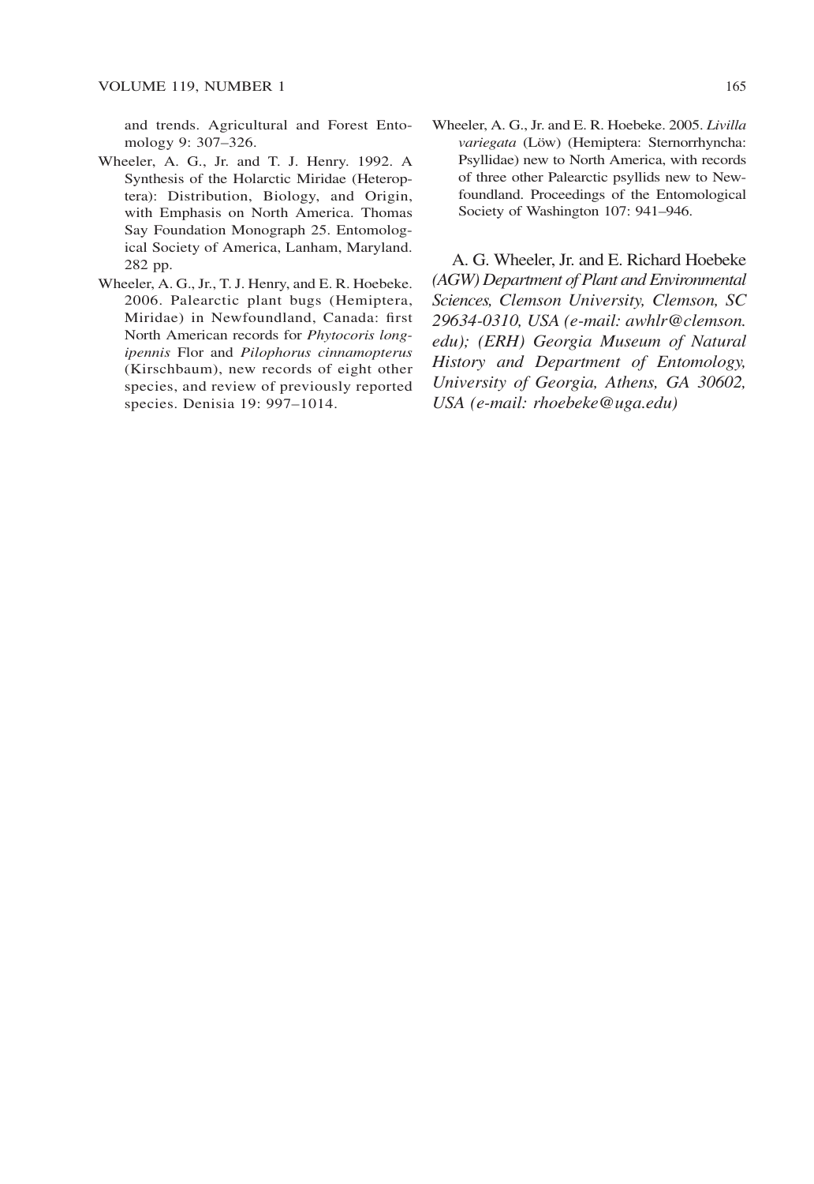and trends. Agricultural and Forest Entomology 9: 307–326.

Wheeler, A. G., Jr. and T. J. Henry. 1992. A Synthesis of the Holarctic Miridae (Heteroptera): Distribution, Biology, and Origin, with Emphasis on North America. Thomas Say Foundation Monograph 25. Entomological Society of America, Lanham, Maryland. 282 pp.

Wheeler, A. G., Jr., T. J. Henry, and E. R. Hoebeke. 2006. Palearctic plant bugs (Hemiptera, Miridae) in Newfoundland, Canada: first North American records for *Phytocoris longipennis* Flor and *Pilophorus cinnamopterus* (Kirschbaum), new records of eight other species, and review of previously reported species. Denisia 19: 997–1014.

Wheeler, A. G., Jr. and E. R. Hoebeke. 2005. *Livilla variegata* (Löw) (Hemiptera: Sternorrhyncha: Psyllidae) new to North America, with records of three other Palearctic psyllids new to Newfoundland. Proceedings of the Entomological Society of Washington 107: 941–946.

A. G. Wheeler, Jr. and E. Richard Hoebeke *(AGW) Department of Plant and Environmental Sciences, Clemson University, Clemson, SC 29634-0310, USA (e-mail: awhlr@clemson.edu); (ERH) Georgia Museum of Natural History and Department of Entomology, University of Georgia, Athens, GA 30602, USA (e-mail: rhoebeke@uga.edu)*